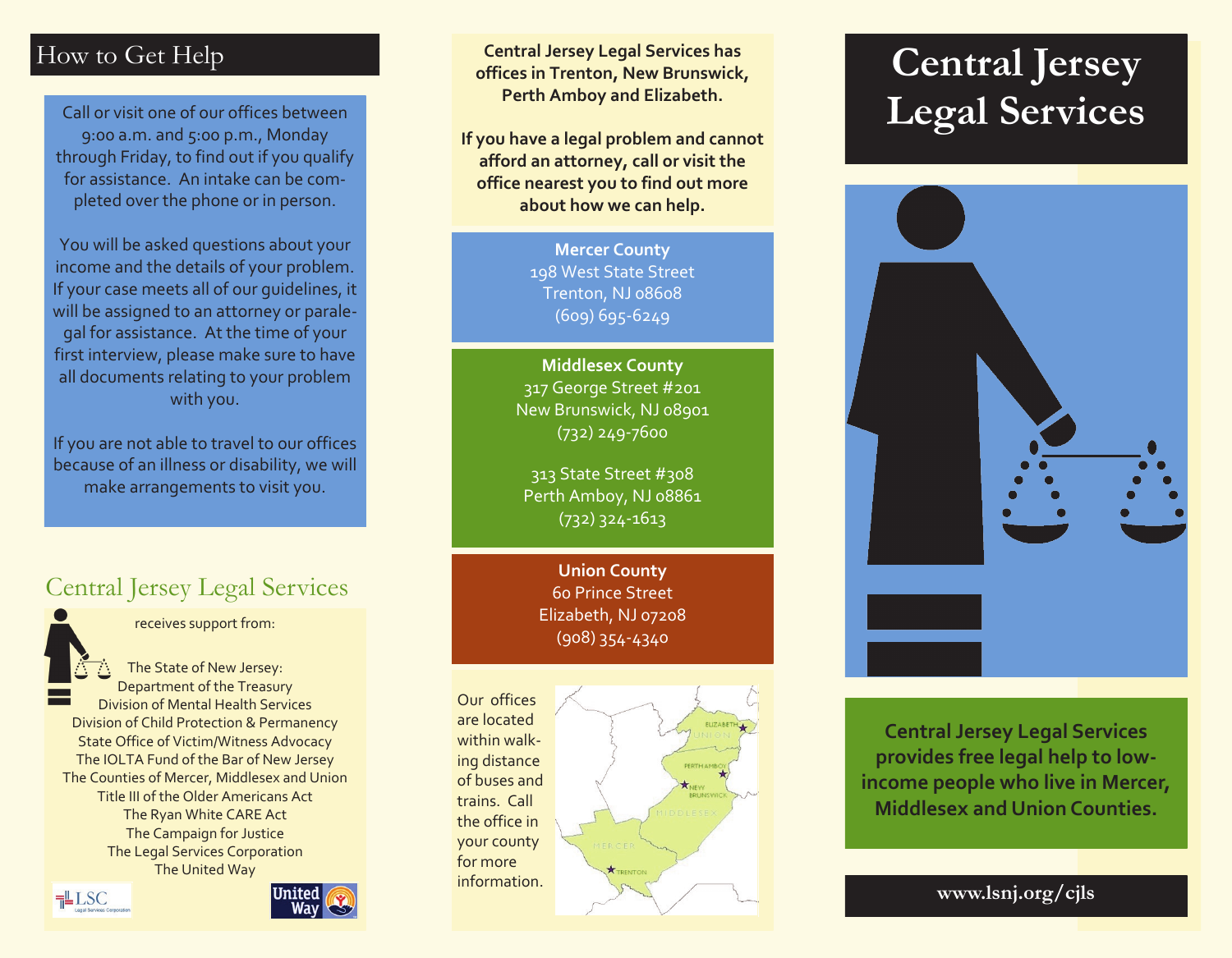## How to Get Help

Call or visit one of our offices between 9:00 a.m. and 5:00 p.m., Monday through Friday, to find out if you qualify for assistance. An intake can be completed over the phone or in person.

You will be asked questions about your income and the details of your problem. If your case meets all of our guidelines, it will be assigned to an attorney or paralegal for assistance. At the time of your first interview, please make sure to have all documents relating to your problem with you.

If you are not able to travel to our offices because of an illness or disability, we will make arrangements to visit you.

## Central Jersey Legal Services

receives support from:

The State of New Jersey:
Department of the Treasury
Division of Mental Health Services
Division of Child Protection & Permanency
State Office of Victim/Witness Advocacy
The IOLTA Fund of the Bar of New Jersey
The Counties of Mercer, Middlesex and Union
Title III of the Older Americans Act
The Ryan White CARE Act
The Campaign for Justice
The Legal Services Corporation
The United Way

**Central Jersey Legal Services has offices in Trenton, New Brunswick, Perth Amboy and Elizabeth.**

**If you have a legal problem and cannot afford an attorney, call or visit the office nearest you to find out more about how we can help.**

**Mercer County**
198 West State Street
Trenton, NJ 08608
(609) 695-6249

**Middlesex County**
317 George Street #201
New Brunswick, NJ 08901
(732) 249-7600

313 State Street #308
Perth Amboy, NJ 08861
(732) 324-1613

**Union County**
60 Prince Street
Elizabeth, NJ 07208
(908) 354-4340

Our offices are located within walking distance of buses and trains. Call the office in your county for more information.

# Central Jersey Legal Services

**Central Jersey Legal Services provides free legal help to low-income people who live in Mercer, Middlesex and Union Counties.**

**www.lsnj.org/cjls**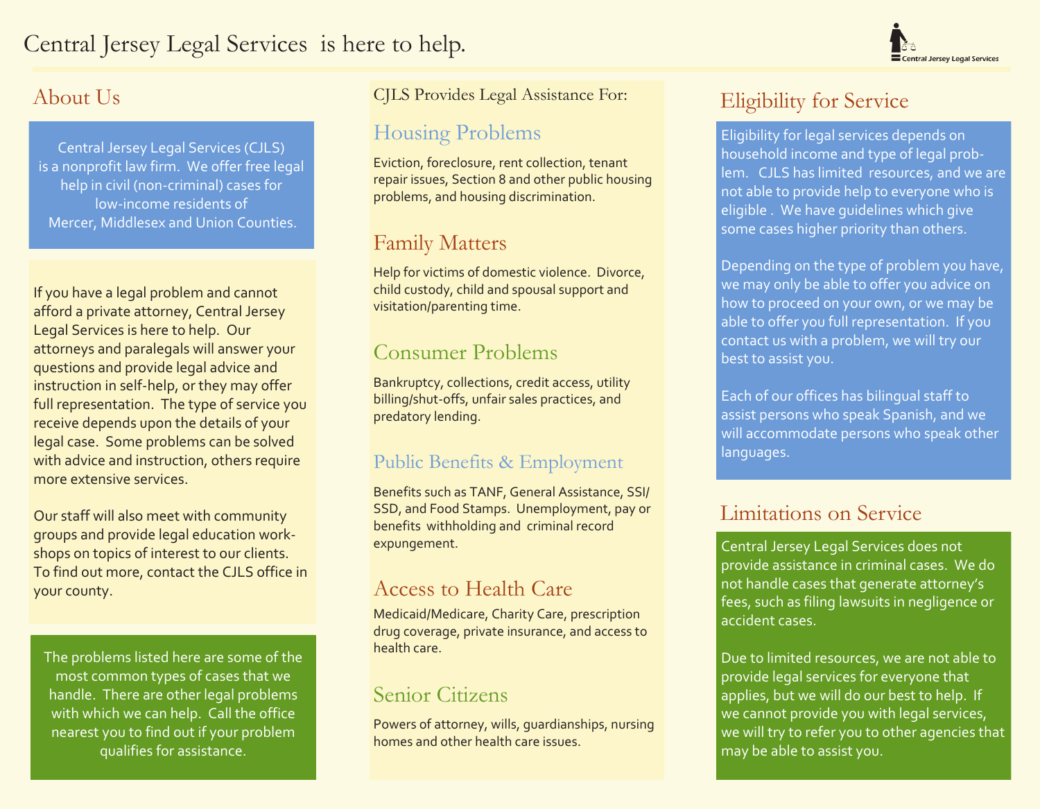# Central Jersey Legal Services is here to help.

Central Jersey Legal Services

## About Us

Central Jersey Legal Services (CJLS) is a nonprofit law firm. We offer free legal help in civil (non-criminal) cases for low-income residents of Mercer, Middlesex and Union Counties.

If you have a legal problem and cannot afford a private attorney, Central Jersey Legal Services is here to help. Our attorneys and paralegals will answer your questions and provide legal advice and instruction in self-help, or they may offer full representation. The type of service you receive depends upon the details of your legal case. Some problems can be solved with advice and instruction, others require more extensive services.

Our staff will also meet with community groups and provide legal education workshops on topics of interest to our clients. To find out more, contact the CJLS office in your county.

The problems listed here are some of the most common types of cases that we handle. There are other legal problems with which we can help. Call the office nearest you to find out if your problem qualifies for assistance.

CJLS Provides Legal Assistance For:

### Housing Problems

Eviction, foreclosure, rent collection, tenant repair issues, Section 8 and other public housing problems, and housing discrimination.

### Family Matters

Help for victims of domestic violence. Divorce, child custody, child and spousal support and visitation/parenting time.

### Consumer Problems

Bankruptcy, collections, credit access, utility billing/shut-offs, unfair sales practices, and predatory lending.

### Public Benefits & Employment

Benefits such as TANF, General Assistance, SSI/SSD, and Food Stamps. Unemployment, pay or benefits withholding and criminal record expungement.

### Access to Health Care

Medicaid/Medicare, Charity Care, prescription drug coverage, private insurance, and access to health care.

### Senior Citizens

Powers of attorney, wills, guardianships, nursing homes and other health care issues.

## Eligibility for Service

Eligibility for legal services depends on household income and type of legal problem. CJLS has limited resources, and we are not able to provide help to everyone who is eligible. We have guidelines which give some cases higher priority than others.

Depending on the type of problem you have, we may only be able to offer you advice on how to proceed on your own, or we may be able to offer you full representation. If you contact us with a problem, we will try our best to assist you.

Each of our offices has bilingual staff to assist persons who speak Spanish, and we will accommodate persons who speak other languages.

## Limitations on Service

Central Jersey Legal Services does not provide assistance in criminal cases. We do not handle cases that generate attorney's fees, such as filing lawsuits in negligence or accident cases.

Due to limited resources, we are not able to provide legal services for everyone that applies, but we will do our best to help. If we cannot provide you with legal services, we will try to refer you to other agencies that may be able to assist you.